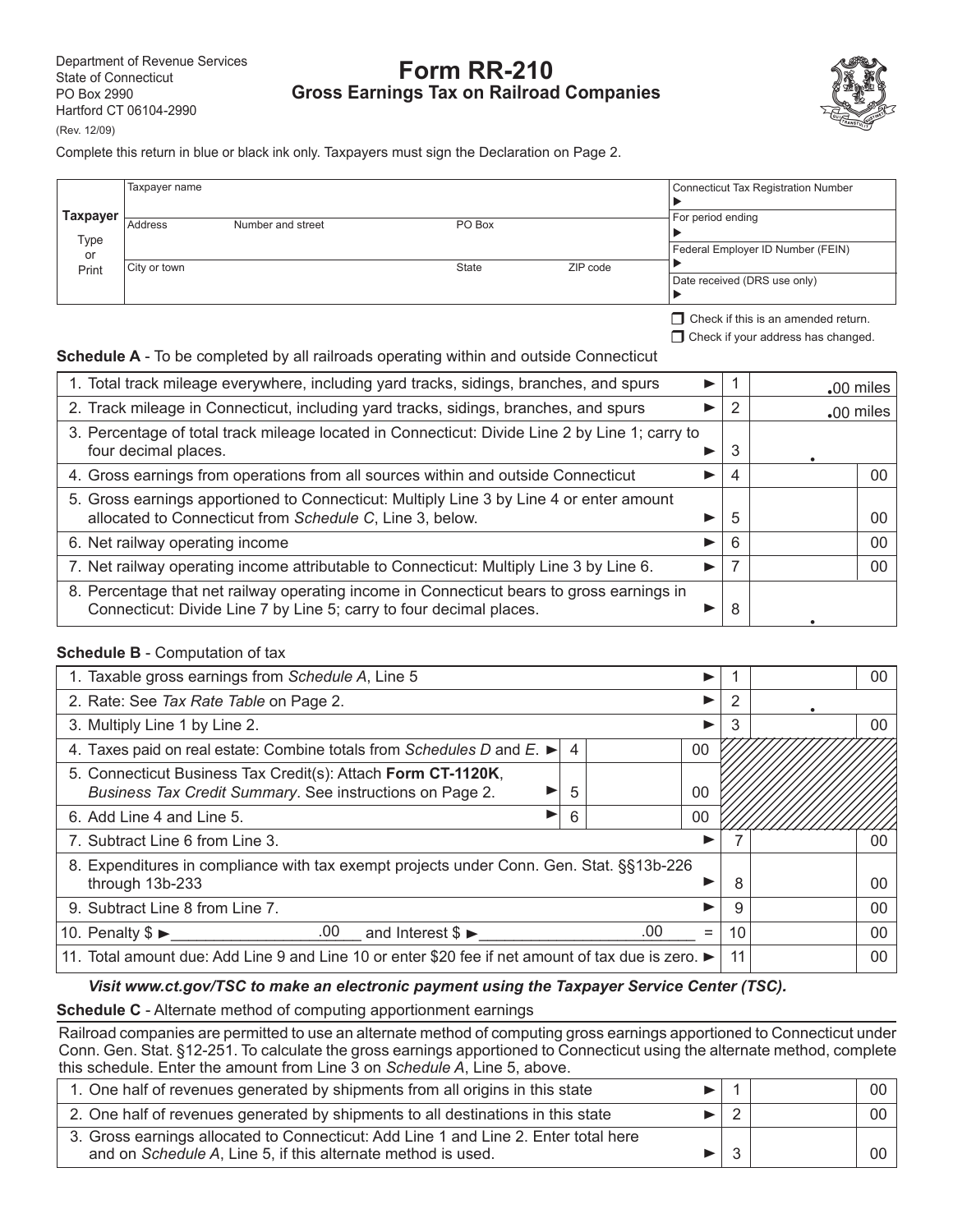Department of Revenue Services
State of Connecticut
PO Box 2990
Hartford CT 06104-2990

(Rev. 12/09)

# Form RR-210

## Gross Earnings Tax on Railroad Companies

Complete this return in blue or black ink only. Taxpayers must sign the Declaration on Page 2.

| Taxpayer Type or Print | Taxpayer name | | | | Connecticut Tax Registration Number ► |
|---|---|---|---|---|---|
| | Address | Number and street | PO Box | | For period ending ► |
| | | | | | Federal Employer ID Number (FEIN) ► |
| | City or town | | State | ZIP code | Date received (DRS use only) ► |

❒ Check if this is an amended return.

❒ Check if your address has changed.

**Schedule A** - To be completed by all railroads operating within and outside Connecticut

| | | | |
|---|---|---|---|
| 1. Total track mileage everywhere, including yard tracks, sidings, branches, and spurs | ► | 1 | .00 miles |
| 2. Track mileage in Connecticut, including yard tracks, sidings, branches, and spurs | ► | 2 | .00 miles |
| 3. Percentage of total track mileage located in Connecticut: Divide Line 2 by Line 1; carry to four decimal places. | ► | 3 | . |
| 4. Gross earnings from operations from all sources within and outside Connecticut | ► | 4 | 00 |
| 5. Gross earnings apportioned to Connecticut: Multiply Line 3 by Line 4 or enter amount allocated to Connecticut from *Schedule C*, Line 3, below. | ► | 5 | 00 |
| 6. Net railway operating income | ► | 6 | 00 |
| 7. Net railway operating income attributable to Connecticut: Multiply Line 3 by Line 6. | ► | 7 | 00 |
| 8. Percentage that net railway operating income in Connecticut bears to gross earnings in Connecticut: Divide Line 7 by Line 5; carry to four decimal places. | ► | 8 | . |

**Schedule B** - Computation of tax

| | | | | | |
|---|---|---|---|---|---|
| 1. Taxable gross earnings from *Schedule A*, Line 5 | | | ► | 1 | 00 |
| 2. Rate: See *Tax Rate Table* on Page 2. | | | ► | 2 | . |
| 3. Multiply Line 1 by Line 2. | | | ► | 3 | 00 |
| 4. Taxes paid on real estate: Combine totals from *Schedules D* and *E*. ► | 4 | 00 | | | |
| 5. Connecticut Business Tax Credit(s): Attach **Form CT-1120K**, *Business Tax Credit Summary*. See instructions on Page 2. ► | 5 | 00 | | | |
| 6. Add Line 4 and Line 5. ► | 6 | 00 | | | |
| 7. Subtract Line 6 from Line 3. | | | ► | 7 | 00 |
| 8. Expenditures in compliance with tax exempt projects under Conn. Gen. Stat. §§13b-226 through 13b-233 | | | ► | 8 | 00 |
| 9. Subtract Line 8 from Line 7. | | | ► | 9 | 00 |
| 10. Penalty $ ►________________.00___ and Interest $ ►__________________.00_____ | | | = | 10 | 00 |
| 11. Total amount due: Add Line 9 and Line 10 or enter $20 fee if net amount of tax due is zero. | | | ► | 11 | 00 |

***Visit www.ct.gov/TSC to make an electronic payment using the Taxpayer Service Center (TSC).***

**Schedule C** - Alternate method of computing apportionment earnings

Railroad companies are permitted to use an alternate method of computing gross earnings apportioned to Connecticut under Conn. Gen. Stat. §12-251. To calculate the gross earnings apportioned to Connecticut using the alternate method, complete this schedule. Enter the amount from Line 3 on *Schedule A*, Line 5, above.

| | | | |
|---|---|---|---|
| 1. One half of revenues generated by shipments from all origins in this state | ► | 1 | 00 |
| 2. One half of revenues generated by shipments to all destinations in this state | ► | 2 | 00 |
| 3. Gross earnings allocated to Connecticut: Add Line 1 and Line 2. Enter total here and on *Schedule A*, Line 5, if this alternate method is used. | ► | 3 | 00 |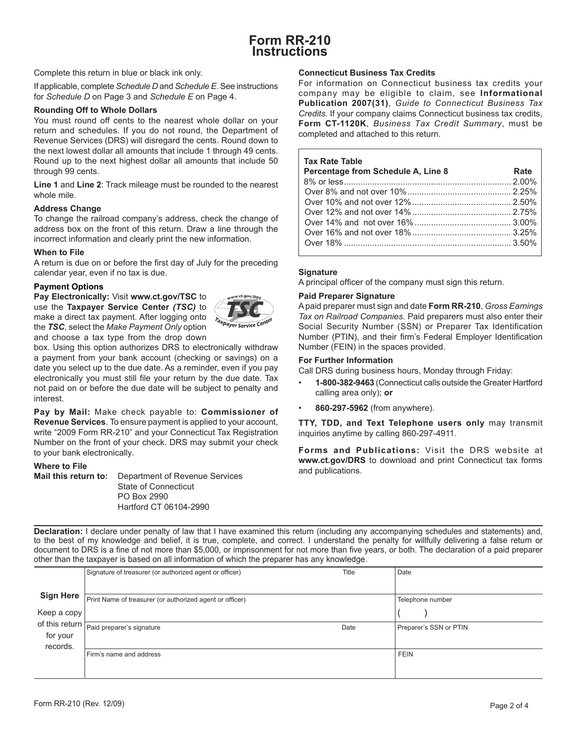# Form RR-210 Instructions

Complete this return in blue or black ink only.

If applicable, complete *Schedule D* and *Schedule E*. See instructions for *Schedule D* on Page 3 and *Schedule E* on Page 4.

### Rounding Off to Whole Dollars

You must round off cents to the nearest whole dollar on your return and schedules. If you do not round, the Department of Revenue Services (DRS) will disregard the cents. Round down to the next lowest dollar all amounts that include 1 through 49 cents. Round up to the next highest dollar all amounts that include 50 through 99 cents.

**Line 1** and **Line 2**: Track mileage must be rounded to the nearest whole mile.

### Address Change

To change the railroad company's address, check the change of address box on the front of this return. Draw a line through the incorrect information and clearly print the new information.

### When to File

A return is due on or before the first day of July for the preceding calendar year, even if no tax is due.

### Payment Options

**Pay Electronically:** Visit **www.ct.gov/TSC** to use the **Taxpayer Service Center** ***(TSC)*** to make a direct tax payment. After logging onto the ***TSC***, select the *Make Payment Only* option and choose a tax type from the drop down box. Using this option authorizes DRS to electronically withdraw a payment from your bank account (checking or savings) on a date you select up to the due date. As a reminder, even if you pay electronically you must still file your return by the due date. Tax not paid on or before the due date will be subject to penalty and interest.

**Pay by Mail:** Make check payable to: **Commissioner of Revenue Services**. To ensure payment is applied to your account, write "2009 Form RR-210" and your Connecticut Tax Registration Number on the front of your check. DRS may submit your check to your bank electronically.

### Where to File

**Mail this return to:** Department of Revenue Services
State of Connecticut
PO Box 2990
Hartford CT 06104-2990

### Connecticut Business Tax Credits

For information on Connecticut business tax credits your company may be eligible to claim, see **Informational Publication 2007(31)**, *Guide to Connecticut Business Tax Credits*. If your company claims Connecticut business tax credits, **Form CT-1120K**, *Business Tax Credit Summary*, must be completed and attached to this return.

**Tax Rate Table**

| Percentage from Schedule A, Line 8 | Rate |
|---|---|
| 8% or less | 2.00% |
| Over 8% and not over 10% | 2.25% |
| Over 10% and not over 12% | 2.50% |
| Over 12% and not over 14% | 2.75% |
| Over 14% and not over 16% | 3.00% |
| Over 16% and not over 18% | 3.25% |
| Over 18% | 3.50% |

### Signature

A principal officer of the company must sign this return.

### Paid Preparer Signature

A paid preparer must sign and date **Form RR-210**, *Gross Earnings Tax on Railroad Companies*. Paid preparers must also enter their Social Security Number (SSN) or Preparer Tax Identification Number (PTIN), and their firm's Federal Employer Identification Number (FEIN) in the spaces provided.

### For Further Information

Call DRS during business hours, Monday through Friday:

- **1-800-382-9463** (Connecticut calls outside the Greater Hartford calling area only); **or**
- **860-297-5962** (from anywhere).

**TTY, TDD, and Text Telephone users only** may transmit inquiries anytime by calling 860-297-4911.

**Forms and Publications:** Visit the DRS website at **www.ct.gov/DRS** to download and print Connecticut tax forms and publications.

**Declaration:** I declare under penalty of law that I have examined this return (including any accompanying schedules and statements) and, to the best of my knowledge and belief, it is true, complete, and correct. I understand the penalty for willfully delivering a false return or document to DRS is a fine of not more than $5,000, or imprisonment for not more than five years, or both. The declaration of a paid preparer other than the taxpayer is based on all information of which the preparer has any knowledge.

| **Sign Here** Keep a copy of this return for your records. | Signature of treasurer (or authorized agent or officer) | Title | Date |
|---|---|---|---|
| | Print Name of treasurer (or authorized agent or officer) | | Telephone number ( ) |
| | Paid preparer's signature | Date | Preparer's SSN or PTIN |
| | Firm's name and address | | FEIN |

Form RR-210 (Rev. 12/09)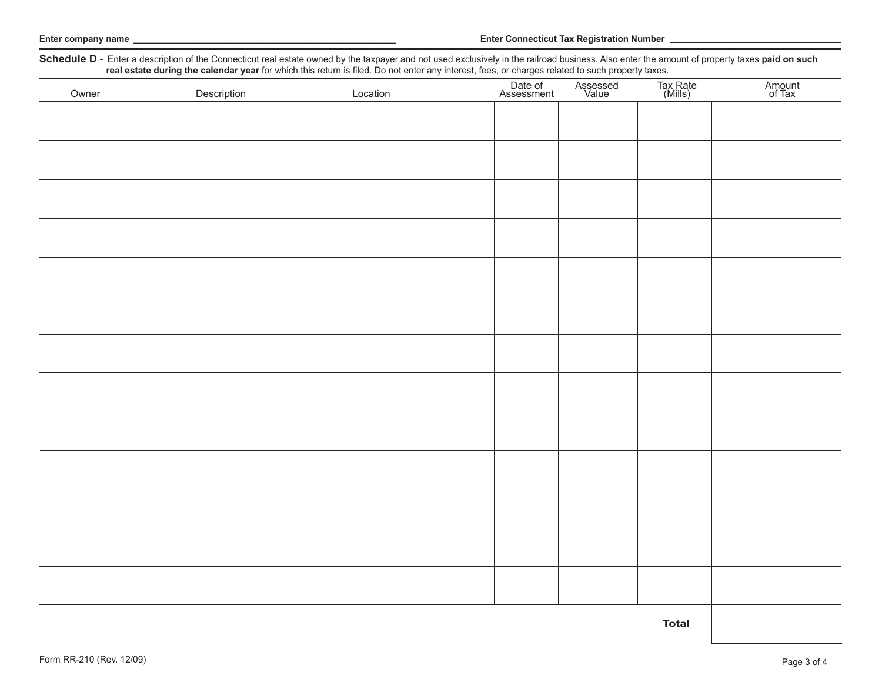Enter company name ____________________ Enter Connecticut Tax Registration Number ____________________

**Schedule D** - Enter a description of the Connecticut real estate owned by the taxpayer and not used exclusively in the railroad business. Also enter the amount of property taxes **paid on such real estate during the calendar year** for which this return is filed. Do not enter any interest, fees, or charges related to such property taxes.

| Owner | Description | Location | Date of Assessment | Assessed Value | Tax Rate (Mills) | Amount of Tax |
|---|---|---|---|---|---|---|
| | | | | | | |
| | | | | | | |
| | | | | | | |
| | | | | | | |
| | | | | | | |
| | | | | | | |
| | | | | | | |
| | | | | | | |
| | | | | | | |
| | | | | | | |
| | | | | | | |
| | | | | | | |
| | | | | | | |
| | | | | | **Total** | |

Form RR-210 (Rev. 12/09)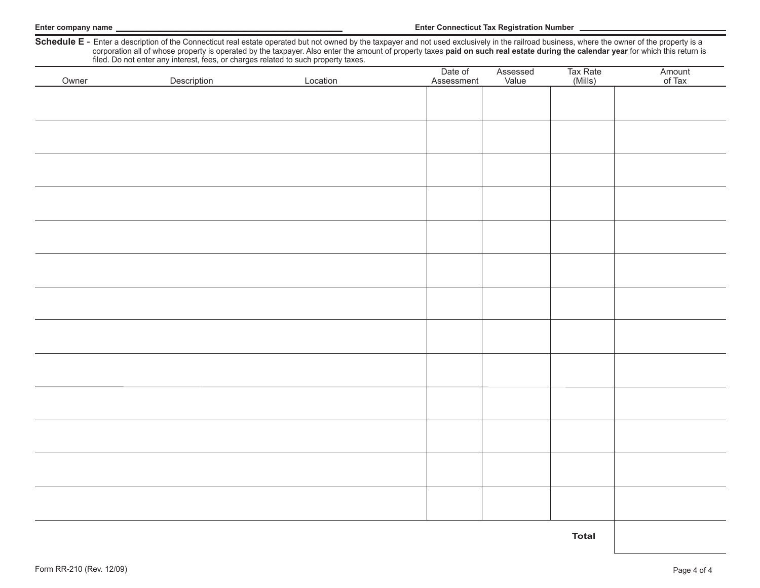Enter company name ______________________________ Enter Connecticut Tax Registration Number ______________________________

**Schedule E -** Enter a description of the Connecticut real estate operated but not owned by the taxpayer and not used exclusively in the railroad business, where the owner of the property is a corporation all of whose property is operated by the taxpayer. Also enter the amount of property taxes **paid on such real estate during the calendar year** for which this return is filed. Do not enter any interest, fees, or charges related to such property taxes.

| Owner | Description | Location | Date of Assessment | Assessed Value | Tax Rate (Mills) | Amount of Tax |
|---|---|---|---|---|---|---|
| | | | | | | |
| | | | | | | |
| | | | | | | |
| | | | | | | |
| | | | | | | |
| | | | | | | |
| | | | | | | |
| | | | | | | |
| | | | | | | |
| | | | | | | |
| | | | | | | |
| | | | | | | |
| | | | | | | |
| | | | | | **Total** | |

Form RR-210 (Rev. 12/09)